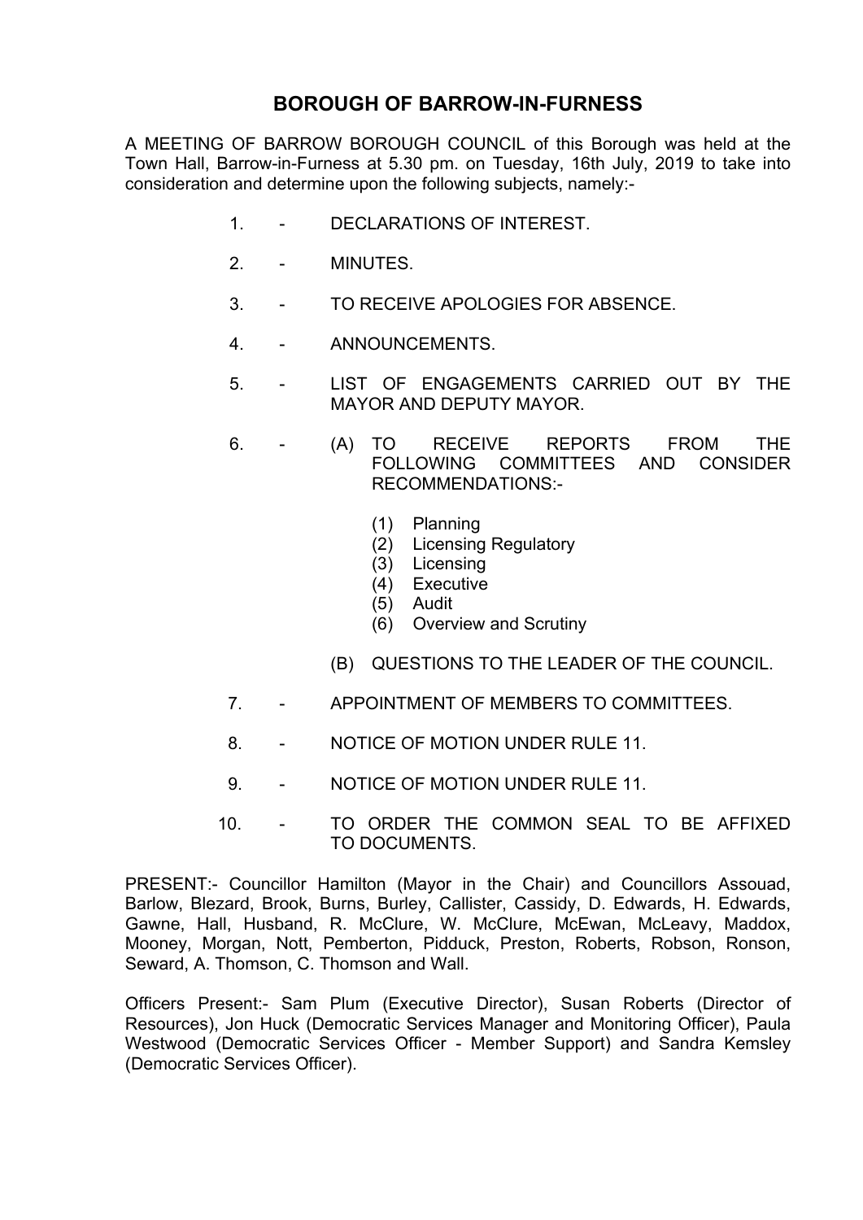# BOROUGH OF BARROW-IN-FURNESS

A MEETING OF BARROW BOROUGH COUNCIL of this Borough was held at the Town Hall, Barrow-in-Furness at 5.30 pm. on Tuesday, 16th July, 2019 to take into consideration and determine upon the following subjects, namely:-

1. - DECLARATIONS OF INTEREST.
2. - MINUTES.
3. - TO RECEIVE APOLOGIES FOR ABSENCE.
4. - ANNOUNCEMENTS.
5. - LIST OF ENGAGEMENTS CARRIED OUT BY THE MAYOR AND DEPUTY MAYOR.
6. - (A) TO RECEIVE REPORTS FROM THE FOLLOWING COMMITTEES AND CONSIDER RECOMMENDATIONS:-

   (1) Planning
   (2) Licensing Regulatory
   (3) Licensing
   (4) Executive
   (5) Audit
   (6) Overview and Scrutiny

   (B) QUESTIONS TO THE LEADER OF THE COUNCIL.
7. - APPOINTMENT OF MEMBERS TO COMMITTEES.
8. - NOTICE OF MOTION UNDER RULE 11.
9. - NOTICE OF MOTION UNDER RULE 11.
10. - TO ORDER THE COMMON SEAL TO BE AFFIXED TO DOCUMENTS.

PRESENT:- Councillor Hamilton (Mayor in the Chair) and Councillors Assouad, Barlow, Blezard, Brook, Burns, Burley, Callister, Cassidy, D. Edwards, H. Edwards, Gawne, Hall, Husband, R. McClure, W. McClure, McEwan, McLeavy, Maddox, Mooney, Morgan, Nott, Pemberton, Pidduck, Preston, Roberts, Robson, Ronson, Seward, A. Thomson, C. Thomson and Wall.

Officers Present:- Sam Plum (Executive Director), Susan Roberts (Director of Resources), Jon Huck (Democratic Services Manager and Monitoring Officer), Paula Westwood (Democratic Services Officer - Member Support) and Sandra Kemsley (Democratic Services Officer).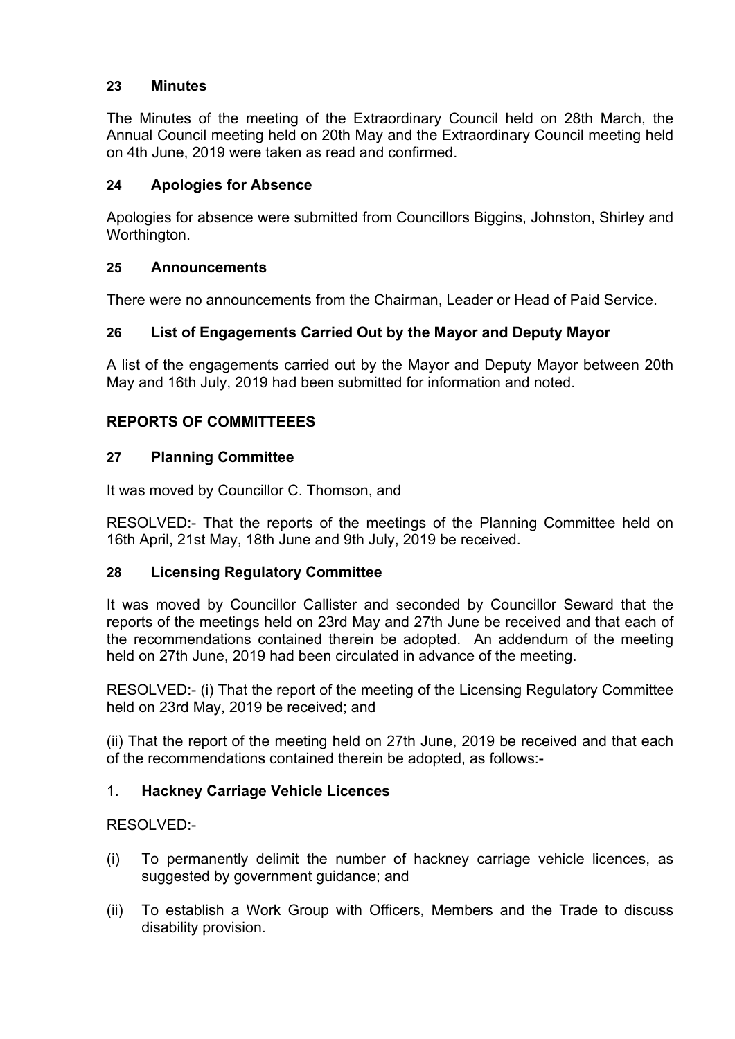## 23 Minutes

The Minutes of the meeting of the Extraordinary Council held on 28th March, the Annual Council meeting held on 20th May and the Extraordinary Council meeting held on 4th June, 2019 were taken as read and confirmed.

## 24 Apologies for Absence

Apologies for absence were submitted from Councillors Biggins, Johnston, Shirley and Worthington.

## 25 Announcements

There were no announcements from the Chairman, Leader or Head of Paid Service.

## 26 List of Engagements Carried Out by the Mayor and Deputy Mayor

A list of the engagements carried out by the Mayor and Deputy Mayor between 20th May and 16th July, 2019 had been submitted for information and noted.

## REPORTS OF COMMITTEEES

## 27 Planning Committee

It was moved by Councillor C. Thomson, and

RESOLVED:- That the reports of the meetings of the Planning Committee held on 16th April, 21st May, 18th June and 9th July, 2019 be received.

## 28 Licensing Regulatory Committee

It was moved by Councillor Callister and seconded by Councillor Seward that the reports of the meetings held on 23rd May and 27th June be received and that each of the recommendations contained therein be adopted. An addendum of the meeting held on 27th June, 2019 had been circulated in advance of the meeting.

RESOLVED:- (i) That the report of the meeting of the Licensing Regulatory Committee held on 23rd May, 2019 be received; and

(ii) That the report of the meeting held on 27th June, 2019 be received and that each of the recommendations contained therein be adopted, as follows:-

1. **Hackney Carriage Vehicle Licences**

RESOLVED:-

(i) To permanently delimit the number of hackney carriage vehicle licences, as suggested by government guidance; and

(ii) To establish a Work Group with Officers, Members and the Trade to discuss disability provision.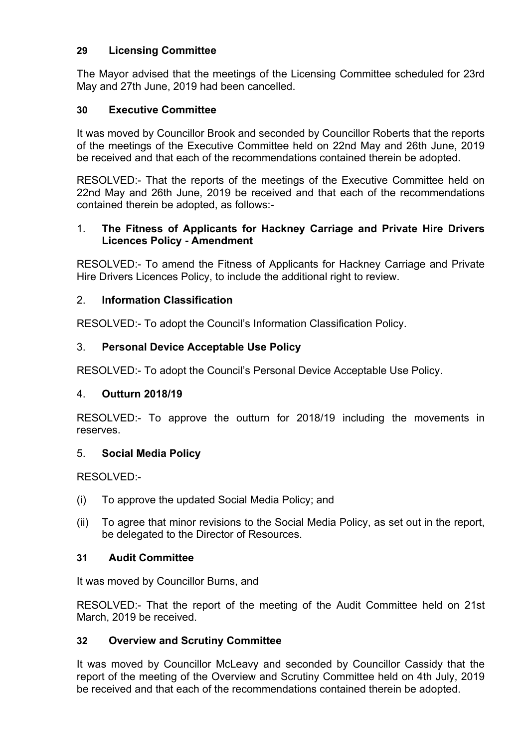### 29 Licensing Committee

The Mayor advised that the meetings of the Licensing Committee scheduled for 23rd May and 27th June, 2019 had been cancelled.

### 30 Executive Committee

It was moved by Councillor Brook and seconded by Councillor Roberts that the reports of the meetings of the Executive Committee held on 22nd May and 26th June, 2019 be received and that each of the recommendations contained therein be adopted.

RESOLVED:- That the reports of the meetings of the Executive Committee held on 22nd May and 26th June, 2019 be received and that each of the recommendations contained therein be adopted, as follows:-

1. **The Fitness of Applicants for Hackney Carriage and Private Hire Drivers Licences Policy - Amendment**

RESOLVED:- To amend the Fitness of Applicants for Hackney Carriage and Private Hire Drivers Licences Policy, to include the additional right to review.

2. **Information Classification**

RESOLVED:- To adopt the Council's Information Classification Policy.

3. **Personal Device Acceptable Use Policy**

RESOLVED:- To adopt the Council's Personal Device Acceptable Use Policy.

4. **Outturn 2018/19**

RESOLVED:- To approve the outturn for 2018/19 including the movements in reserves.

5. **Social Media Policy**

RESOLVED:-

(i) To approve the updated Social Media Policy; and

(ii) To agree that minor revisions to the Social Media Policy, as set out in the report, be delegated to the Director of Resources.

### 31 Audit Committee

It was moved by Councillor Burns, and

RESOLVED:- That the report of the meeting of the Audit Committee held on 21st March, 2019 be received.

### 32 Overview and Scrutiny Committee

It was moved by Councillor McLeavy and seconded by Councillor Cassidy that the report of the meeting of the Overview and Scrutiny Committee held on 4th July, 2019 be received and that each of the recommendations contained therein be adopted.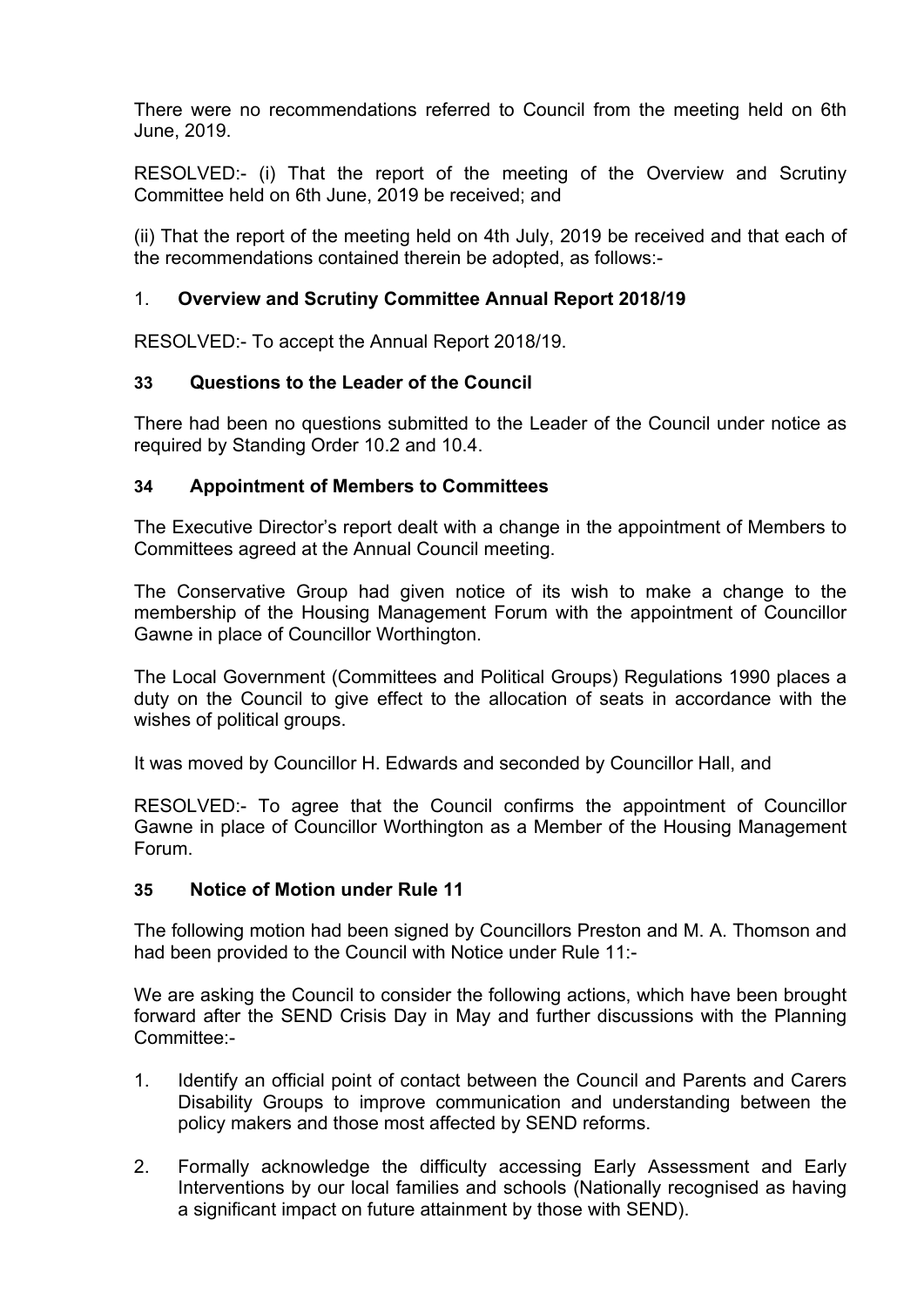There were no recommendations referred to Council from the meeting held on 6th June, 2019.

RESOLVED:- (i) That the report of the meeting of the Overview and Scrutiny Committee held on 6th June, 2019 be received; and

(ii) That the report of the meeting held on 4th July, 2019 be received and that each of the recommendations contained therein be adopted, as follows:-

1. **Overview and Scrutiny Committee Annual Report 2018/19**

RESOLVED:- To accept the Annual Report 2018/19.

### 33 Questions to the Leader of the Council

There had been no questions submitted to the Leader of the Council under notice as required by Standing Order 10.2 and 10.4.

### 34 Appointment of Members to Committees

The Executive Director's report dealt with a change in the appointment of Members to Committees agreed at the Annual Council meeting.

The Conservative Group had given notice of its wish to make a change to the membership of the Housing Management Forum with the appointment of Councillor Gawne in place of Councillor Worthington.

The Local Government (Committees and Political Groups) Regulations 1990 places a duty on the Council to give effect to the allocation of seats in accordance with the wishes of political groups.

It was moved by Councillor H. Edwards and seconded by Councillor Hall, and

RESOLVED:- To agree that the Council confirms the appointment of Councillor Gawne in place of Councillor Worthington as a Member of the Housing Management Forum.

### 35 Notice of Motion under Rule 11

The following motion had been signed by Councillors Preston and M. A. Thomson and had been provided to the Council with Notice under Rule 11:-

We are asking the Council to consider the following actions, which have been brought forward after the SEND Crisis Day in May and further discussions with the Planning Committee:-

1. Identify an official point of contact between the Council and Parents and Carers Disability Groups to improve communication and understanding between the policy makers and those most affected by SEND reforms.
2. Formally acknowledge the difficulty accessing Early Assessment and Early Interventions by our local families and schools (Nationally recognised as having a significant impact on future attainment by those with SEND).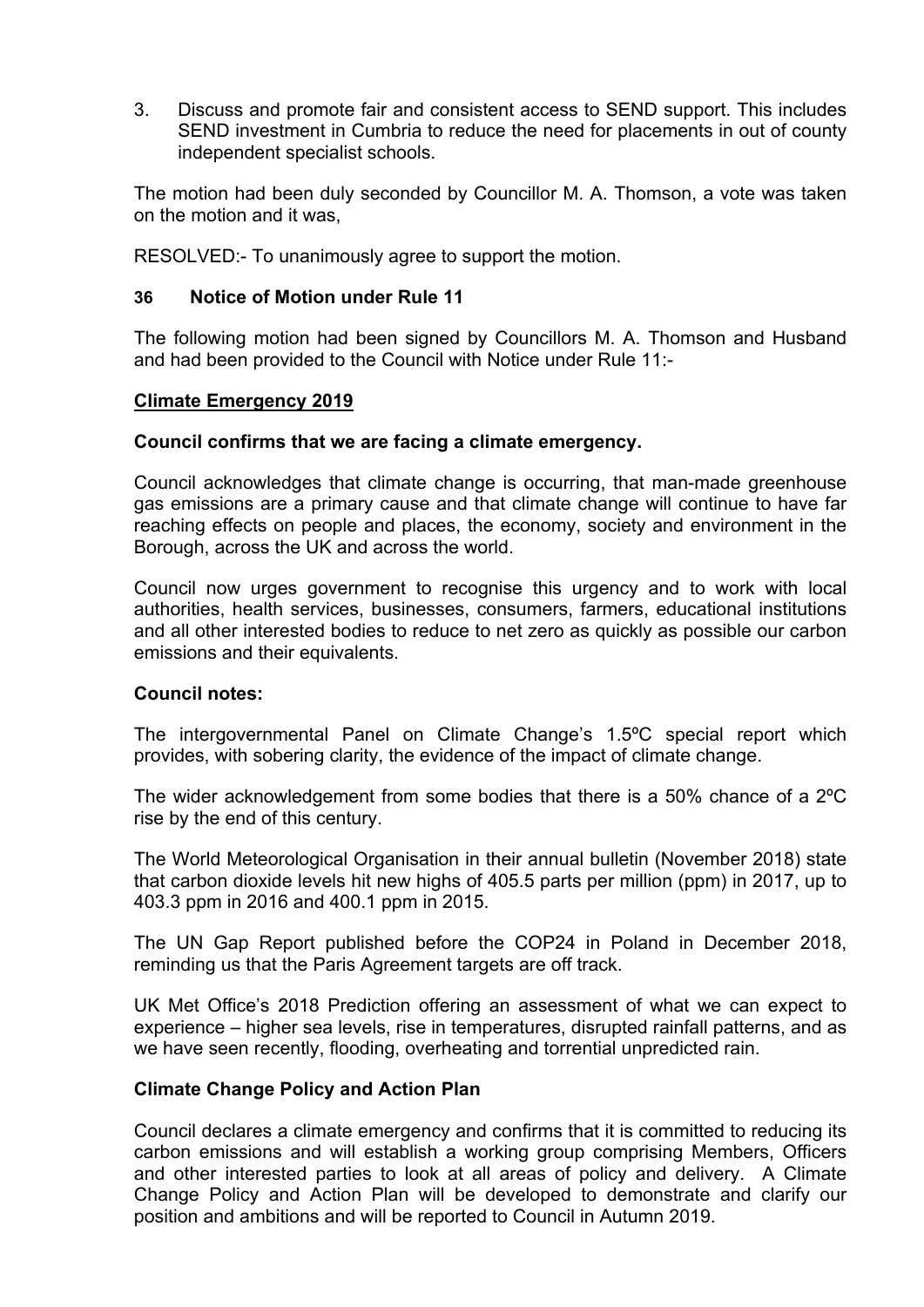3. Discuss and promote fair and consistent access to SEND support. This includes SEND investment in Cumbria to reduce the need for placements in out of county independent specialist schools.

The motion had been duly seconded by Councillor M. A. Thomson, a vote was taken on the motion and it was,

RESOLVED:- To unanimously agree to support the motion.

### 36 Notice of Motion under Rule 11

The following motion had been signed by Councillors M. A. Thomson and Husband and had been provided to the Council with Notice under Rule 11:-

**Climate Emergency 2019**

**Council confirms that we are facing a climate emergency.**

Council acknowledges that climate change is occurring, that man-made greenhouse gas emissions are a primary cause and that climate change will continue to have far reaching effects on people and places, the economy, society and environment in the Borough, across the UK and across the world.

Council now urges government to recognise this urgency and to work with local authorities, health services, businesses, consumers, farmers, educational institutions and all other interested bodies to reduce to net zero as quickly as possible our carbon emissions and their equivalents.

**Council notes:**

The intergovernmental Panel on Climate Change's 1.5ºC special report which provides, with sobering clarity, the evidence of the impact of climate change.

The wider acknowledgement from some bodies that there is a 50% chance of a 2ºC rise by the end of this century.

The World Meteorological Organisation in their annual bulletin (November 2018) state that carbon dioxide levels hit new highs of 405.5 parts per million (ppm) in 2017, up to 403.3 ppm in 2016 and 400.1 ppm in 2015.

The UN Gap Report published before the COP24 in Poland in December 2018, reminding us that the Paris Agreement targets are off track.

UK Met Office's 2018 Prediction offering an assessment of what we can expect to experience – higher sea levels, rise in temperatures, disrupted rainfall patterns, and as we have seen recently, flooding, overheating and torrential unpredicted rain.

**Climate Change Policy and Action Plan**

Council declares a climate emergency and confirms that it is committed to reducing its carbon emissions and will establish a working group comprising Members, Officers and other interested parties to look at all areas of policy and delivery. A Climate Change Policy and Action Plan will be developed to demonstrate and clarify our position and ambitions and will be reported to Council in Autumn 2019.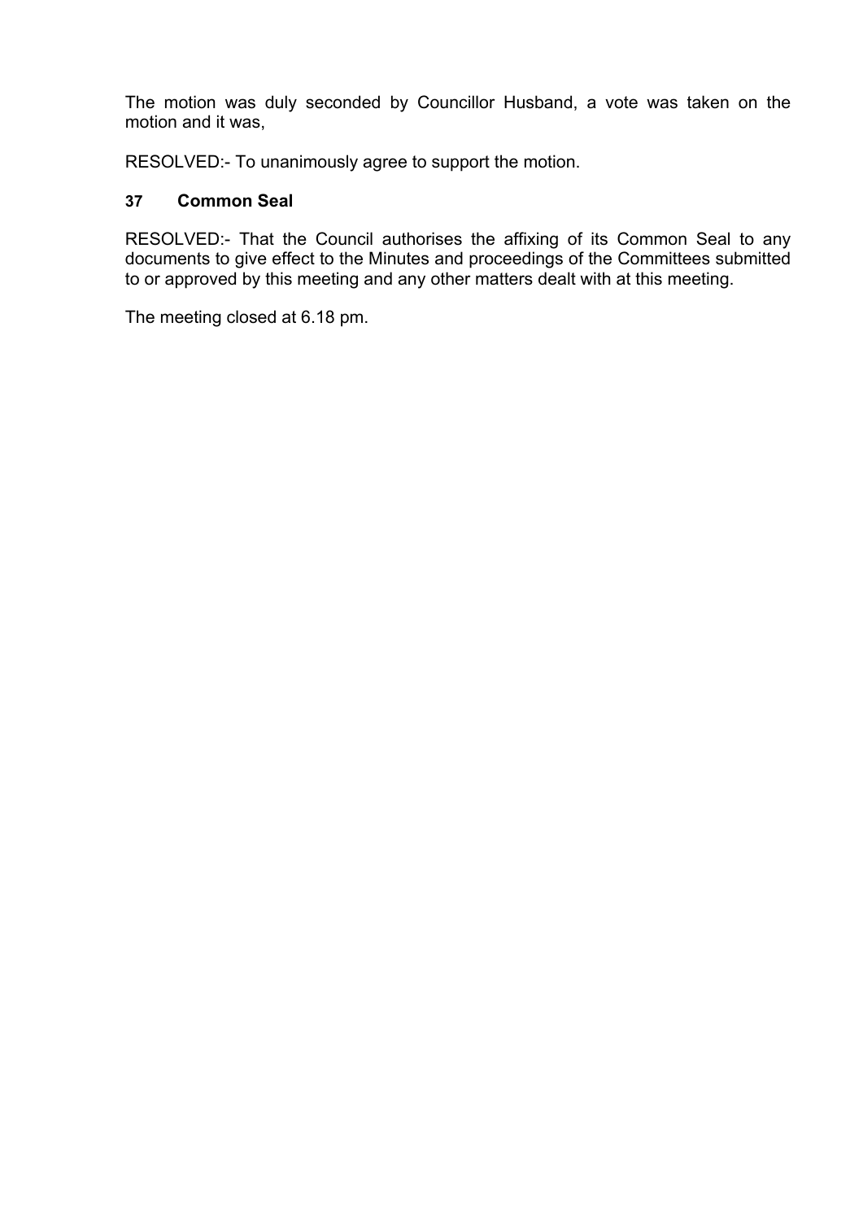The motion was duly seconded by Councillor Husband, a vote was taken on the motion and it was,

RESOLVED:- To unanimously agree to support the motion.

### 37 Common Seal

RESOLVED:- That the Council authorises the affixing of its Common Seal to any documents to give effect to the Minutes and proceedings of the Committees submitted to or approved by this meeting and any other matters dealt with at this meeting.

The meeting closed at 6.18 pm.